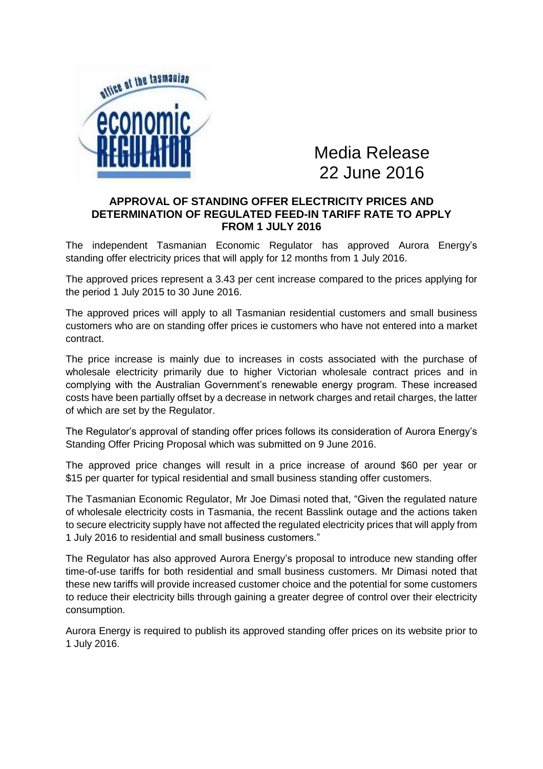Media Release
22 June 2016

## APPROVAL OF STANDING OFFER ELECTRICITY PRICES AND DETERMINATION OF REGULATED FEED-IN TARIFF RATE TO APPLY FROM 1 JULY 2016

The independent Tasmanian Economic Regulator has approved Aurora Energy's standing offer electricity prices that will apply for 12 months from 1 July 2016.

The approved prices represent a 3.43 per cent increase compared to the prices applying for the period 1 July 2015 to 30 June 2016.

The approved prices will apply to all Tasmanian residential customers and small business customers who are on standing offer prices ie customers who have not entered into a market contract.

The price increase is mainly due to increases in costs associated with the purchase of wholesale electricity primarily due to higher Victorian wholesale contract prices and in complying with the Australian Government's renewable energy program. These increased costs have been partially offset by a decrease in network charges and retail charges, the latter of which are set by the Regulator.

The Regulator's approval of standing offer prices follows its consideration of Aurora Energy's Standing Offer Pricing Proposal which was submitted on 9 June 2016.

The approved price changes will result in a price increase of around $60 per year or $15 per quarter for typical residential and small business standing offer customers.

The Tasmanian Economic Regulator, Mr Joe Dimasi noted that, "Given the regulated nature of wholesale electricity costs in Tasmania, the recent Basslink outage and the actions taken to secure electricity supply have not affected the regulated electricity prices that will apply from 1 July 2016 to residential and small business customers."

The Regulator has also approved Aurora Energy's proposal to introduce new standing offer time-of-use tariffs for both residential and small business customers. Mr Dimasi noted that these new tariffs will provide increased customer choice and the potential for some customers to reduce their electricity bills through gaining a greater degree of control over their electricity consumption.

Aurora Energy is required to publish its approved standing offer prices on its website prior to 1 July 2016.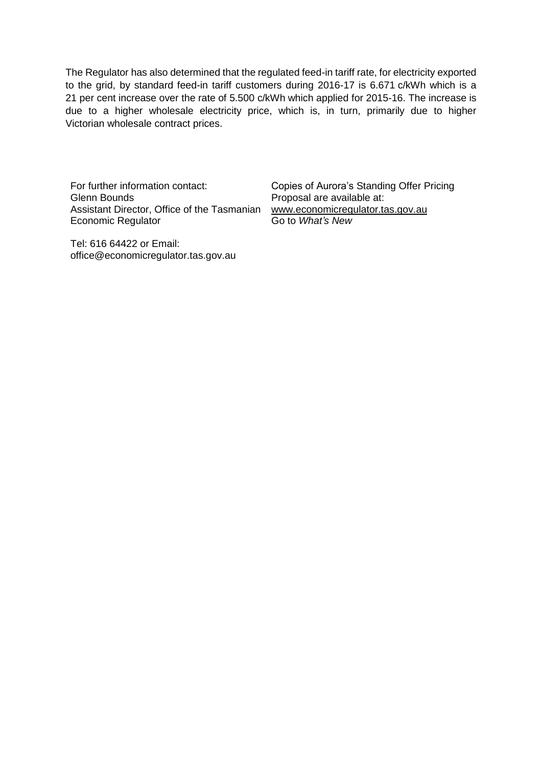The Regulator has also determined that the regulated feed-in tariff rate, for electricity exported to the grid, by standard feed-in tariff customers during 2016-17 is 6.671 c/kWh which is a 21 per cent increase over the rate of 5.500 c/kWh which applied for 2015-16. The increase is due to a higher wholesale electricity price, which is, in turn, primarily due to higher Victorian wholesale contract prices.

For further information contact:
Glenn Bounds
Assistant Director, Office of the Tasmanian Economic Regulator

Tel: 616 64422 or Email:
office@economicregulator.tas.gov.au

Copies of Aurora's Standing Offer Pricing Proposal are available at:
www.economicregulator.tas.gov.au
Go to *What's New*